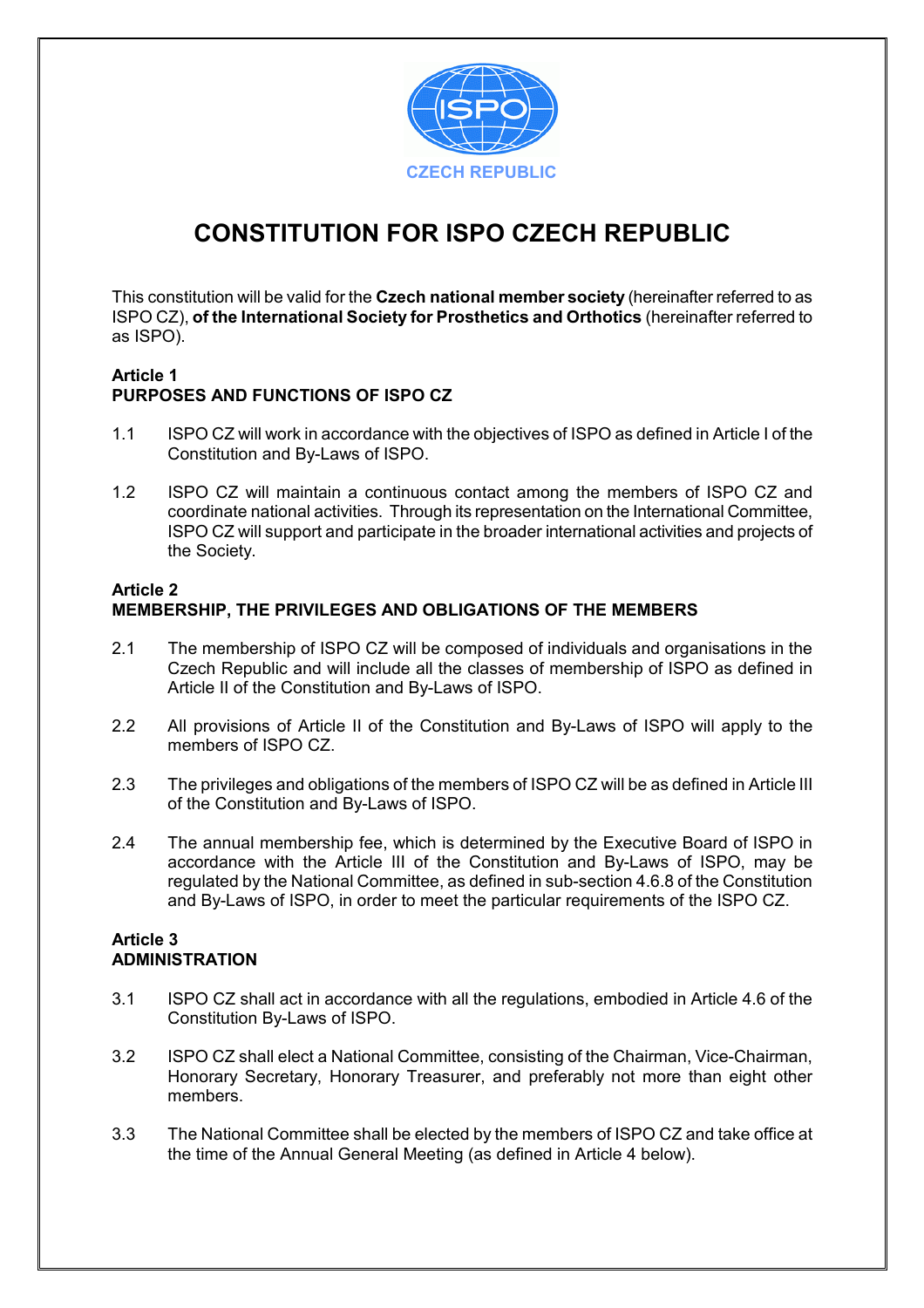CZECH REPUBLIC

# CONSTITUTION FOR ISPO CZECH REPUBLIC

This constitution will be valid for the **Czech national member society** (hereinafter referred to as ISPO CZ), **of the International Society for Prosthetics and Orthotics** (hereinafter referred to as ISPO).

## Article 1
## PURPOSES AND FUNCTIONS OF ISPO CZ

1.1 ISPO CZ will work in accordance with the objectives of ISPO as defined in Article I of the Constitution and By-Laws of ISPO.

1.2 ISPO CZ will maintain a continuous contact among the members of ISPO CZ and coordinate national activities. Through its representation on the International Committee, ISPO CZ will support and participate in the broader international activities and projects of the Society.

## Article 2
## MEMBERSHIP, THE PRIVILEGES AND OBLIGATIONS OF THE MEMBERS

2.1 The membership of ISPO CZ will be composed of individuals and organisations in the Czech Republic and will include all the classes of membership of ISPO as defined in Article II of the Constitution and By-Laws of ISPO.

2.2 All provisions of Article II of the Constitution and By-Laws of ISPO will apply to the members of ISPO CZ.

2.3 The privileges and obligations of the members of ISPO CZ will be as defined in Article III of the Constitution and By-Laws of ISPO.

2.4 The annual membership fee, which is determined by the Executive Board of ISPO in accordance with the Article III of the Constitution and By-Laws of ISPO, may be regulated by the National Committee, as defined in sub-section 4.6.8 of the Constitution and By-Laws of ISPO, in order to meet the particular requirements of the ISPO CZ.

## Article 3
## ADMINISTRATION

3.1 ISPO CZ shall act in accordance with all the regulations, embodied in Article 4.6 of the Constitution By-Laws of ISPO.

3.2 ISPO CZ shall elect a National Committee, consisting of the Chairman, Vice-Chairman, Honorary Secretary, Honorary Treasurer, and preferably not more than eight other members.

3.3 The National Committee shall be elected by the members of ISPO CZ and take office at the time of the Annual General Meeting (as defined in Article 4 below).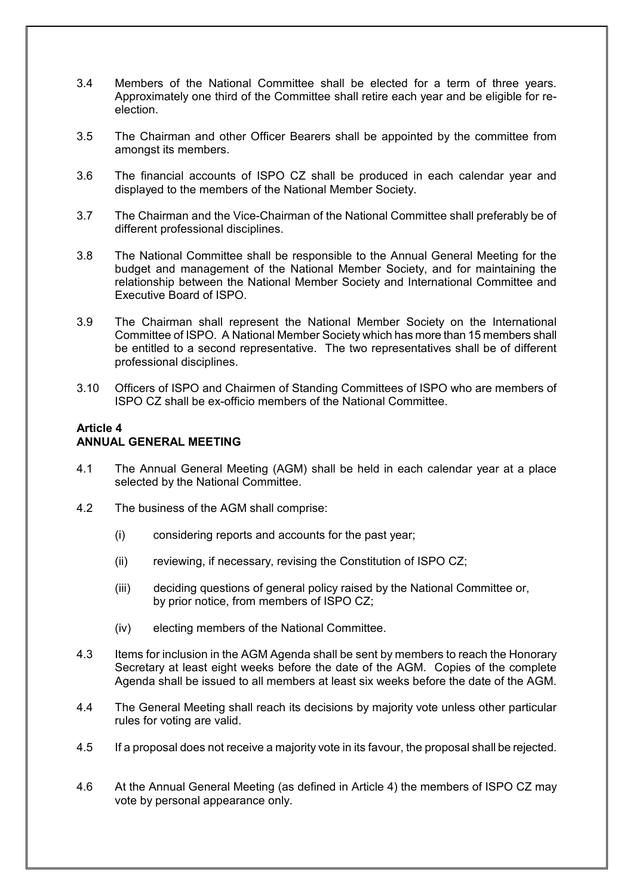3.4 Members of the National Committee shall be elected for a term of three years. Approximately one third of the Committee shall retire each year and be eligible for re-election.

3.5 The Chairman and other Officer Bearers shall be appointed by the committee from amongst its members.

3.6 The financial accounts of ISPO CZ shall be produced in each calendar year and displayed to the members of the National Member Society.

3.7 The Chairman and the Vice-Chairman of the National Committee shall preferably be of different professional disciplines.

3.8 The National Committee shall be responsible to the Annual General Meeting for the budget and management of the National Member Society, and for maintaining the relationship between the National Member Society and International Committee and Executive Board of ISPO.

3.9 The Chairman shall represent the National Member Society on the International Committee of ISPO. A National Member Society which has more than 15 members shall be entitled to a second representative. The two representatives shall be of different professional disciplines.

3.10 Officers of ISPO and Chairmen of Standing Committees of ISPO who are members of ISPO CZ shall be ex-officio members of the National Committee.

## Article 4
## ANNUAL GENERAL MEETING

4.1 The Annual General Meeting (AGM) shall be held in each calendar year at a place selected by the National Committee.

4.2 The business of the AGM shall comprise:

(i) considering reports and accounts for the past year;

(ii) reviewing, if necessary, revising the Constitution of ISPO CZ;

(iii) deciding questions of general policy raised by the National Committee or, by prior notice, from members of ISPO CZ;

(iv) electing members of the National Committee.

4.3 Items for inclusion in the AGM Agenda shall be sent by members to reach the Honorary Secretary at least eight weeks before the date of the AGM. Copies of the complete Agenda shall be issued to all members at least six weeks before the date of the AGM.

4.4 The General Meeting shall reach its decisions by majority vote unless other particular rules for voting are valid.

4.5 If a proposal does not receive a majority vote in its favour, the proposal shall be rejected.

4.6 At the Annual General Meeting (as defined in Article 4) the members of ISPO CZ may vote by personal appearance only.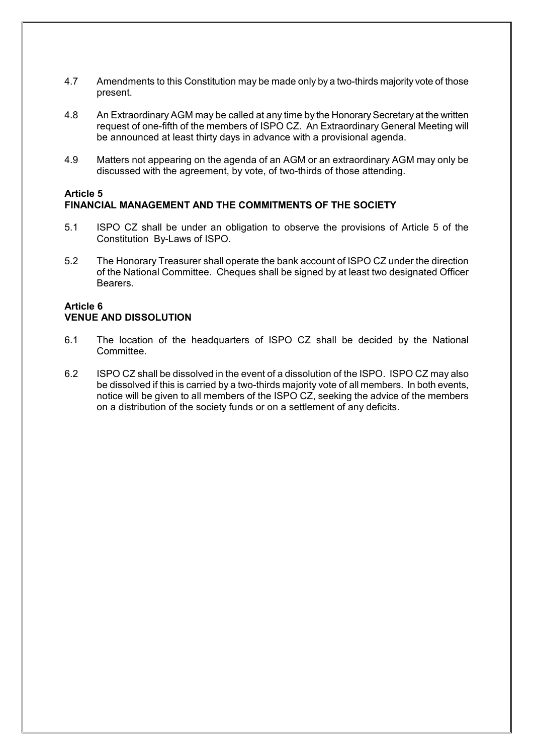4.7 Amendments to this Constitution may be made only by a two-thirds majority vote of those present.

4.8 An Extraordinary AGM may be called at any time by the Honorary Secretary at the written request of one-fifth of the members of ISPO CZ. An Extraordinary General Meeting will be announced at least thirty days in advance with a provisional agenda.

4.9 Matters not appearing on the agenda of an AGM or an extraordinary AGM may only be discussed with the agreement, by vote, of two-thirds of those attending.

**Article 5**
**FINANCIAL MANAGEMENT AND THE COMMITMENTS OF THE SOCIETY**

5.1 ISPO CZ shall be under an obligation to observe the provisions of Article 5 of the Constitution By-Laws of ISPO.

5.2 The Honorary Treasurer shall operate the bank account of ISPO CZ under the direction of the National Committee. Cheques shall be signed by at least two designated Officer Bearers.

**Article 6**
**VENUE AND DISSOLUTION**

6.1 The location of the headquarters of ISPO CZ shall be decided by the National Committee.

6.2 ISPO CZ shall be dissolved in the event of a dissolution of the ISPO. ISPO CZ may also be dissolved if this is carried by a two-thirds majority vote of all members. In both events, notice will be given to all members of the ISPO CZ, seeking the advice of the members on a distribution of the society funds or on a settlement of any deficits.